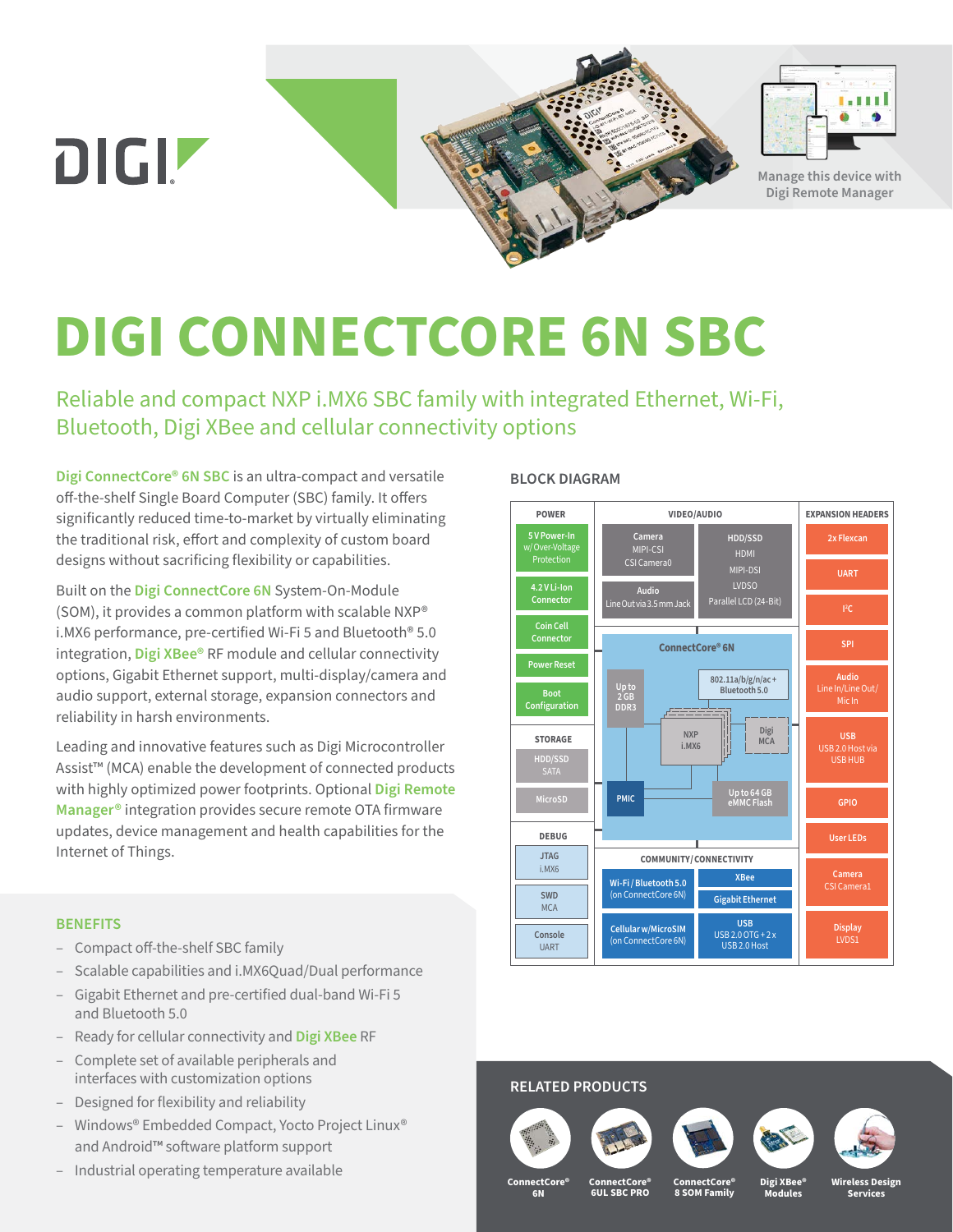# DIGI CONNECTCORE 6N SBC

## Reliable and compact NXP i.MX6 SBC family with integrated Ethernet, Wi-Fi, Bluetooth, Digi XBee and cellular connectivity options

Manage this device with Digi Remote Manager

**Digi ConnectCore® 6N SBC** is an ultra-compact and versatile off-the-shelf Single Board Computer (SBC) family. It offers significantly reduced time-to-market by virtually eliminating the traditional risk, effort and complexity of custom board designs without sacrificing flexibility or capabilities.

Built on the **Digi ConnectCore 6N** System-On-Module (SOM), it provides a common platform with scalable NXP® i.MX6 performance, pre-certified Wi-Fi 5 and Bluetooth® 5.0 integration, **Digi XBee®** RF module and cellular connectivity options, Gigabit Ethernet support, multi-display/camera and audio support, external storage, expansion connectors and reliability in harsh environments.

Leading and innovative features such as Digi Microcontroller Assist™ (MCA) enable the development of connected products with highly optimized power footprints. Optional **Digi Remote Manager®** integration provides secure remote OTA firmware updates, device management and health capabilities for the Internet of Things.

### BLOCK DIAGRAM

**POWER**
- 5 V Power-In w/ Over-Voltage Protection
- 4.2 V Li-Ion Connector
- Coin Cell Connector
- Power Reset
- Boot Configuration

**STORAGE**
- HDD/SSD SATA
- MicroSD

**DEBUG**
- JTAG i.MX6
- SWD MCA
- Console UART

**VIDEO/AUDIO**
- Camera: MIPI-CSI, CSI Camera0
- Audio: Line Out via 3.5 mm Jack
- HDD/SSD, HDMI, MIPI-DSI, LVDS0, Parallel LCD (24-Bit)

**ConnectCore® 6N**
- Up to 2 GB DDR3
- 802.11a/b/g/n/ac + Bluetooth 5.0
- NXP i.MX6
- Digi MCA
- PMIC
- Up to 64 GB eMMC Flash

**COMMUNITY/CONNECTIVITY**
- Wi-Fi / Bluetooth 5.0 (on ConnectCore 6N)
- XBee
- Gigabit Ethernet
- Cellular w/ MicroSIM (on ConnectCore 6N)
- USB: USB 2.0 OTG + 2 x USB 2.0 Host

**EXPANSION HEADERS**
- 2x Flexcan
- UART
- I²C
- SPI
- Audio: Line In/Line Out/Mic In
- USB: USB 2.0 Host via USB HUB
- GPIO
- User LEDs
- Camera: CSI Camera1
- Display: LVDS1

### BENEFITS

- Compact off-the-shelf SBC family
- Scalable capabilities and i.MX6Quad/Dual performance
- Gigabit Ethernet and pre-certified dual-band Wi-Fi 5 and Bluetooth 5.0
- Ready for cellular connectivity and **Digi XBee** RF
- Complete set of available peripherals and interfaces with customization options
- Designed for flexibility and reliability
- Windows® Embedded Compact, Yocto Project Linux® and Android™ software platform support
- Industrial operating temperature available

### RELATED PRODUCTS

- ConnectCore® 6N
- ConnectCore® 6UL SBC PRO
- ConnectCore® 8 SOM Family
- Digi XBee® Modules
- Wireless Design Services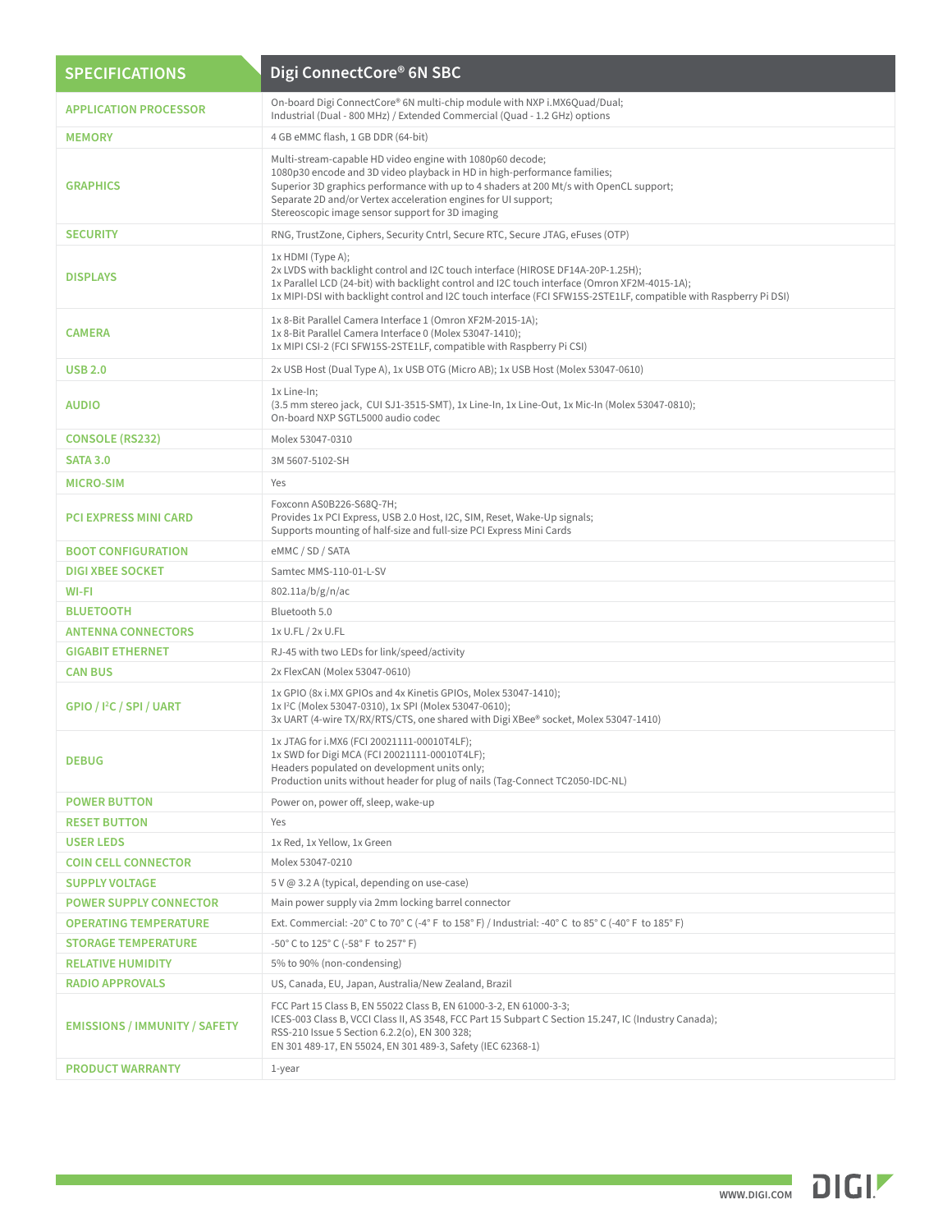| SPECIFICATIONS | Digi ConnectCore® 6N SBC |
| --- | --- |
| APPLICATION PROCESSOR | On-board Digi ConnectCore® 6N multi-chip module with NXP i.MX6Quad/Dual;<br>Industrial (Dual - 800 MHz) / Extended Commercial (Quad - 1.2 GHz) options |
| MEMORY | 4 GB eMMC flash, 1 GB DDR (64-bit) |
| GRAPHICS | Multi-stream-capable HD video engine with 1080p60 decode;<br>1080p30 encode and 3D video playback in HD in high-performance families;<br>Superior 3D graphics performance with up to 4 shaders at 200 Mt/s with OpenCL support;<br>Separate 2D and/or Vertex acceleration engines for UI support;<br>Stereoscopic image sensor support for 3D imaging |
| SECURITY | RNG, TrustZone, Ciphers, Security Cntrl, Secure RTC, Secure JTAG, eFuses (OTP) |
| DISPLAYS | 1x HDMI (Type A);<br>2x LVDS with backlight control and I2C touch interface (HIROSE DF14A-20P-1.25H);<br>1x Parallel LCD (24-bit) with backlight control and I2C touch interface (Omron XF2M-4015-1A);<br>1x MIPI-DSI with backlight control and I2C touch interface (FCI SFW15S-2STE1LF, compatible with Raspberry Pi DSI) |
| CAMERA | 1x 8-Bit Parallel Camera Interface 1 (Omron XF2M-2015-1A);<br>1x 8-Bit Parallel Camera Interface 0 (Molex 53047-1410);<br>1x MIPI CSI-2 (FCI SFW15S-2STE1LF, compatible with Raspberry Pi CSI) |
| USB 2.0 | 2x USB Host (Dual Type A), 1x USB OTG (Micro AB); 1x USB Host (Molex 53047-0610) |
| AUDIO | 1x Line-In;<br>(3.5 mm stereo jack, CUI SJ1-3515-SMT), 1x Line-In, 1x Line-Out, 1x Mic-In (Molex 53047-0810);<br>On-board NXP SGTL5000 audio codec |
| CONSOLE (RS232) | Molex 53047-0310 |
| SATA 3.0 | 3M 5607-5102-SH |
| MICRO-SIM | Yes |
| PCI EXPRESS MINI CARD | Foxconn AS0B226-S68Q-7H;<br>Provides 1x PCI Express, USB 2.0 Host, I2C, SIM, Reset, Wake-Up signals;<br>Supports mounting of half-size and full-size PCI Express Mini Cards |
| BOOT CONFIGURATION | eMMC / SD / SATA |
| DIGI XBEE SOCKET | Samtec MMS-110-01-L-SV |
| WI-FI | 802.11a/b/g/n/ac |
| BLUETOOTH | Bluetooth 5.0 |
| ANTENNA CONNECTORS | 1x U.FL / 2x U.FL |
| GIGABIT ETHERNET | RJ-45 with two LEDs for link/speed/activity |
| CAN BUS | 2x FlexCAN (Molex 53047-0610) |
| GPIO / I²C / SPI / UART | 1x GPIO (8x i.MX GPIOs and 4x Kinetis GPIOs, Molex 53047-1410);<br>1x I²C (Molex 53047-0310), 1x SPI (Molex 53047-0610);<br>3x UART (4-wire TX/RX/RTS/CTS, one shared with Digi XBee® socket, Molex 53047-1410) |
| DEBUG | 1x JTAG for i.MX6 (FCI 20021111-00010T4LF);<br>1x SWD for Digi MCA (FCI 20021111-00010T4LF);<br>Headers populated on development units only;<br>Production units without header for plug of nails (Tag-Connect TC2050-IDC-NL) |
| POWER BUTTON | Power on, power off, sleep, wake-up |
| RESET BUTTON | Yes |
| USER LEDS | 1x Red, 1x Yellow, 1x Green |
| COIN CELL CONNECTOR | Molex 53047-0210 |
| SUPPLY VOLTAGE | 5 V @ 3.2 A (typical, depending on use-case) |
| POWER SUPPLY CONNECTOR | Main power supply via 2mm locking barrel connector |
| OPERATING TEMPERATURE | Ext. Commercial: -20° C to 70° C (-4° F to 158° F) / Industrial: -40° C to 85° C (-40° F to 185° F) |
| STORAGE TEMPERATURE | -50° C to 125° C (-58° F to 257° F) |
| RELATIVE HUMIDITY | 5% to 90% (non-condensing) |
| RADIO APPROVALS | US, Canada, EU, Japan, Australia/New Zealand, Brazil |
| EMISSIONS / IMMUNITY / SAFETY | FCC Part 15 Class B, EN 55022 Class B, EN 61000-3-2, EN 61000-3-3;<br>ICES-003 Class B, VCCI Class II, AS 3548, FCC Part 15 Subpart C Section 15.247, IC (Industry Canada);<br>RSS-210 Issue 5 Section 6.2.2(o), EN 300 328;<br>EN 301 489-17, EN 55024, EN 301 489-3, Safety (IEC 62368-1) |
| PRODUCT WARRANTY | 1-year |

WWW.DIGI.COM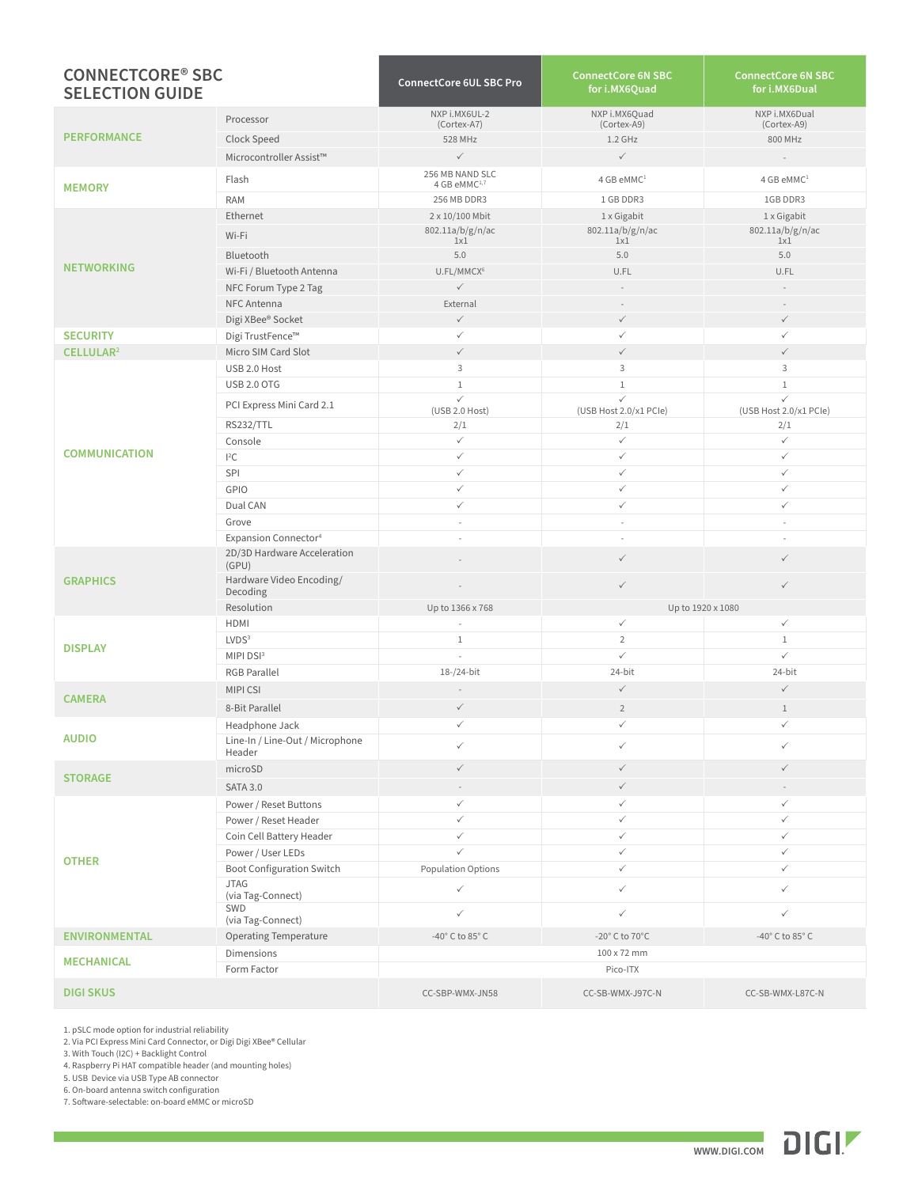# CONNECTCORE® SBC SELECTION GUIDE

| | | ConnectCore 6UL SBC Pro | ConnectCore 6N SBC for i.MX6Quad | ConnectCore 6N SBC for i.MX6Dual |
|---|---|---|---|---|
| **PERFORMANCE** | Processor | NXP i.MX6UL-2 (Cortex-A7) | NXP i.MX6Quad (Cortex-A9) | NXP i.MX6Dual (Cortex-A9) |
| | Clock Speed | 528 MHz | 1.2 GHz | 800 MHz |
| | Microcontroller Assist™ | ✓ | ✓ | - |
| **MEMORY** | Flash | 256 MB NAND SLC 4 GB eMMC[1,7] | 4 GB eMMC[1] | 4 GB eMMC[1] |
| | RAM | 256 MB DDR3 | 1 GB DDR3 | 1GB DDR3 |
| **NETWORKING** | Ethernet | 2 x 10/100 Mbit | 1 x Gigabit | 1 x Gigabit |
| | Wi-Fi | 802.11a/b/g/n/ac 1x1 | 802.11a/b/g/n/ac 1x1 | 802.11a/b/g/n/ac 1x1 |
| | Bluetooth | 5.0 | 5.0 | 5.0 |
| | Wi-Fi / Bluetooth Antenna | U.FL/MMCX[6] | U.FL | U.FL |
| | NFC Forum Type 2 Tag | ✓ | - | - |
| | NFC Antenna | External | - | - |
| | Digi XBee® Socket | ✓ | ✓ | ✓ |
| **SECURITY** | Digi TrustFence™ | ✓ | ✓ | ✓ |
| **CELLULAR[2]** | Micro SIM Card Slot | ✓ | ✓ | ✓ |
| **COMMUNICATION** | USB 2.0 Host | 3 | 3 | 3 |
| | USB 2.0 OTG | 1 | 1 | 1 |
| | PCI Express Mini Card 2.1 | ✓ (USB 2.0 Host) | ✓ (USB Host 2.0/x1 PCIe) | ✓ (USB Host 2.0/x1 PCIe) |
| | RS232/TTL | 2/1 | 2/1 | 2/1 |
| | Console | ✓ | ✓ | ✓ |
| | I²C | ✓ | ✓ | ✓ |
| | SPI | ✓ | ✓ | ✓ |
| | GPIO | ✓ | ✓ | ✓ |
| | Dual CAN | ✓ | ✓ | ✓ |
| | Grove | - | - | - |
| | Expansion Connector[4] | - | - | - |
| **GRAPHICS** | 2D/3D Hardware Acceleration (GPU) | - | ✓ | ✓ |
| | Hardware Video Encoding/ Decoding | - | ✓ | ✓ |
| | Resolution | Up to 1366 x 768 | Up to 1920 x 1080 | |
| **DISPLAY** | HDMI | - | ✓ | ✓ |
| | LVDS[3] | 1 | 2 | 1 |
| | MIPI DSI[3] | - | ✓ | ✓ |
| | RGB Parallel | 18-/24-bit | 24-bit | 24-bit |
| **CAMERA** | MIPI CSI | - | ✓ | ✓ |
| | 8-Bit Parallel | ✓ | 2 | 1 |
| **AUDIO** | Headphone Jack | ✓ | ✓ | ✓ |
| | Line-In / Line-Out / Microphone Header | ✓ | ✓ | ✓ |
| **STORAGE** | microSD | ✓ | ✓ | ✓ |
| | SATA 3.0 | - | ✓ | - |
| **OTHER** | Power / Reset Buttons | ✓ | ✓ | ✓ |
| | Power / Reset Header | ✓ | ✓ | ✓ |
| | Coin Cell Battery Header | ✓ | ✓ | ✓ |
| | Power / User LEDs | ✓ | ✓ | ✓ |
| | Boot Configuration Switch | Population Options | ✓ | ✓ |
| | JTAG (via Tag-Connect) | ✓ | ✓ | ✓ |
| | SWD (via Tag-Connect) | ✓ | ✓ | ✓ |
| **ENVIRONMENTAL** | Operating Temperature | -40° C to 85° C | -20° C to 70°C | -40° C to 85° C |
| **MECHANICAL** | Dimensions | 100 x 72 mm | | |
| | Form Factor | Pico-ITX | | |
| **DIGI SKUS** | | CC-SBP-WMX-JN58 | CC-SB-WMX-J97C-N | CC-SB-WMX-L87C-N |

1. pSLC mode option for industrial reliability
2. Via PCI Express Mini Card Connector, or Digi Digi XBee® Cellular
3. With Touch (I2C) + Backlight Control
4. Raspberry Pi HAT compatible header (and mounting holes)
5. USB Device via USB Type AB connector
6. On-board antenna switch configuration
7. Software-selectable: on-board eMMC or microSD

WWW.DIGI.COM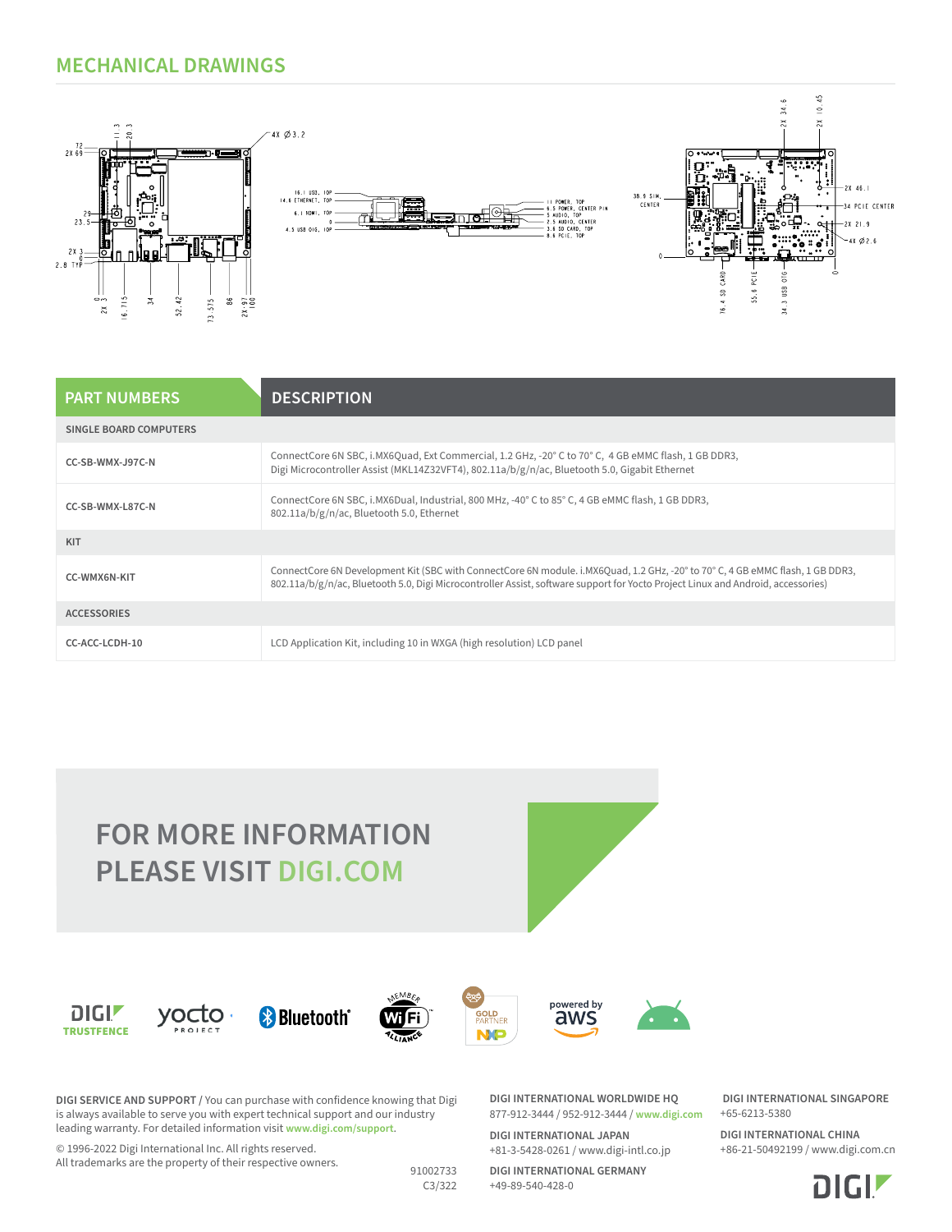## MECHANICAL DRAWINGS

72
2X 69
11.3
20.3
4X Ø3.2
29
23.5
2X 3
0
2.8 TYP
0
2X 3
16.715
34
52.42
73.575
86
2X 97
100

16.1 USB, TOP
14.6 ETHERNET, TOP
6.1 HDMI, TOP
0
4.5 USB OTG, TOP
11 POWER, TOP
6.5 POWER, CENTER PIN
5 AUDIO, TOP
2.5 AUDIO, CENTER
3.6 SD CARD, TOP
8.9 PCIE, TOP

2X 34.6
2X 10.45
38.9 SIM, CENTER
2X 46.1
34 PCIE CENTER
2X 21.9
4X Ø2.6
0
0
16.4 SD CARD
55.6 PCIE
34.3 USB OTG

| PART NUMBERS | DESCRIPTION |
|---|---|
| **SINGLE BOARD COMPUTERS** | |
| CC-SB-WMX-J97C-N | ConnectCore 6N SBC, i.MX6Quad, Ext Commercial, 1.2 GHz, -20° C to 70° C, 4 GB eMMC flash, 1 GB DDR3, Digi Microcontroller Assist (MKL14Z32VFT4), 802.11a/b/g/n/ac, Bluetooth 5.0, Gigabit Ethernet |
| CC-SB-WMX-L87C-N | ConnectCore 6N SBC, i.MX6Dual, Industrial, 800 MHz, -40° C to 85° C, 4 GB eMMC flash, 1 GB DDR3, 802.11a/b/g/n/ac, Bluetooth 5.0, Ethernet |
| **KIT** | |
| CC-WMX6N-KIT | ConnectCore 6N Development Kit (SBC with ConnectCore 6N module. i.MX6Quad, 1.2 GHz, -20° to 70° C, 4 GB eMMC flash, 1 GB DDR3, 802.11a/b/g/n/ac, Bluetooth 5.0, Digi Microcontroller Assist, software support for Yocto Project Linux and Android, accessories) |
| **ACCESSORIES** | |
| CC-ACC-LCDH-10 | LCD Application Kit, including 10 in WXGA (high resolution) LCD panel |

## FOR MORE INFORMATION PLEASE VISIT DIGI.COM

DIGI TRUSTFENCE · yocto PROJECT · Bluetooth · Wi-Fi ALLIANCE MEMBER · GOLD PARTNER NXP · powered by aws

**DIGI SERVICE AND SUPPORT** / You can purchase with confidence knowing that Digi is always available to serve you with expert technical support and our industry leading warranty. For detailed information visit **www.digi.com/support**.

© 1996-2022 Digi International Inc. All rights reserved.
All trademarks are the property of their respective owners.

91002733
C3/322

**DIGI INTERNATIONAL WORLDWIDE HQ**
877-912-3444 / 952-912-3444 / **www.digi.com**

**DIGI INTERNATIONAL JAPAN**
+81-3-5428-0261 / www.digi-intl.co.jp

**DIGI INTERNATIONAL GERMANY**
+49-89-540-428-0

**DIGI INTERNATIONAL SINGAPORE**
+65-6213-5380

**DIGI INTERNATIONAL CHINA**
+86-21-50492199 / www.digi.com.cn